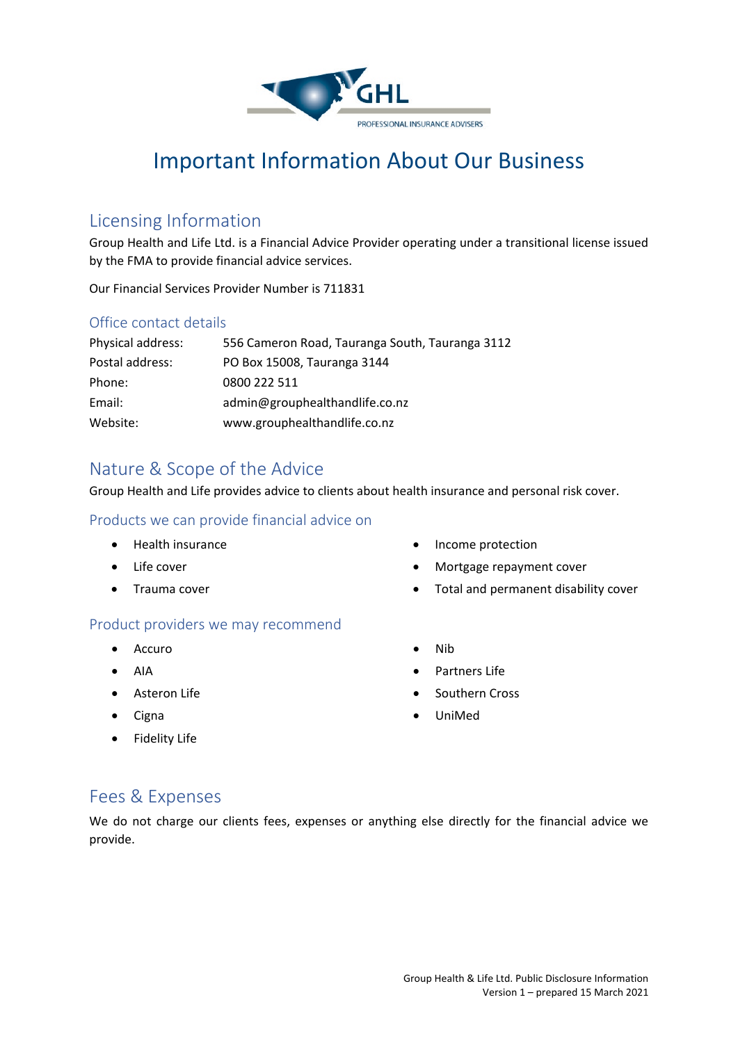GHL

PROFESSIONAL INSURANCE ADVISERS

# Important Information About Our Business

## Licensing Information

Group Health and Life Ltd. is a Financial Advice Provider operating under a transitional license issued by the FMA to provide financial advice services.

Our Financial Services Provider Number is 711831

### Office contact details

| | |
|---|---|
| Physical address: | 556 Cameron Road, Tauranga South, Tauranga 3112 |
| Postal address: | PO Box 15008, Tauranga 3144 |
| Phone: | 0800 222 511 |
| Email: | admin@grouphealthandlife.co.nz |
| Website: | www.grouphealthandlife.co.nz |

## Nature & Scope of the Advice

Group Health and Life provides advice to clients about health insurance and personal risk cover.

### Products we can provide financial advice on

- Health insurance
- Life cover
- Trauma cover
- Income protection
- Mortgage repayment cover
- Total and permanent disability cover

### Product providers we may recommend

- Accuro
- AIA
- Asteron Life
- Cigna
- Fidelity Life
- Nib
- Partners Life
- Southern Cross
- UniMed

## Fees & Expenses

We do not charge our clients fees, expenses or anything else directly for the financial advice we provide.

Group Health & Life Ltd. Public Disclosure Information
Version 1 – prepared 15 March 2021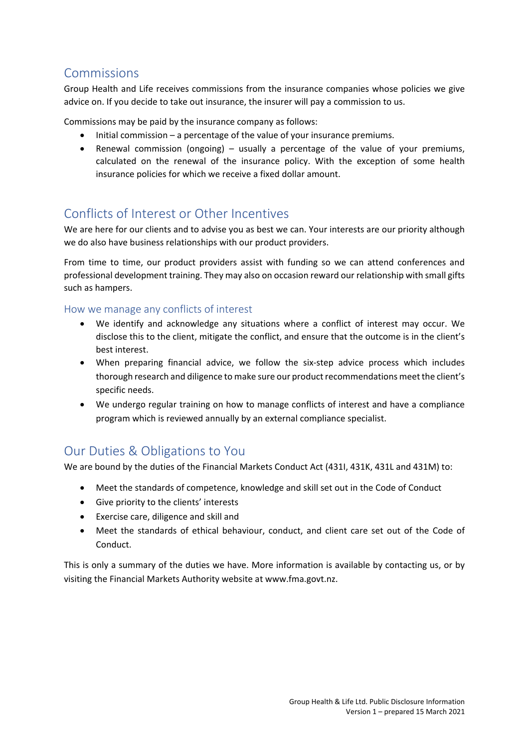## Commissions

Group Health and Life receives commissions from the insurance companies whose policies we give advice on. If you decide to take out insurance, the insurer will pay a commission to us.

Commissions may be paid by the insurance company as follows:

- Initial commission – a percentage of the value of your insurance premiums.
- Renewal commission (ongoing) – usually a percentage of the value of your premiums, calculated on the renewal of the insurance policy. With the exception of some health insurance policies for which we receive a fixed dollar amount.

## Conflicts of Interest or Other Incentives

We are here for our clients and to advise you as best we can. Your interests are our priority although we do also have business relationships with our product providers.

From time to time, our product providers assist with funding so we can attend conferences and professional development training. They may also on occasion reward our relationship with small gifts such as hampers.

### How we manage any conflicts of interest

- We identify and acknowledge any situations where a conflict of interest may occur. We disclose this to the client, mitigate the conflict, and ensure that the outcome is in the client's best interest.
- When preparing financial advice, we follow the six-step advice process which includes thorough research and diligence to make sure our product recommendations meet the client's specific needs.
- We undergo regular training on how to manage conflicts of interest and have a compliance program which is reviewed annually by an external compliance specialist.

## Our Duties & Obligations to You

We are bound by the duties of the Financial Markets Conduct Act (431I, 431K, 431L and 431M) to:

- Meet the standards of competence, knowledge and skill set out in the Code of Conduct
- Give priority to the clients' interests
- Exercise care, diligence and skill and
- Meet the standards of ethical behaviour, conduct, and client care set out of the Code of Conduct.

This is only a summary of the duties we have. More information is available by contacting us, or by visiting the Financial Markets Authority website at www.fma.govt.nz.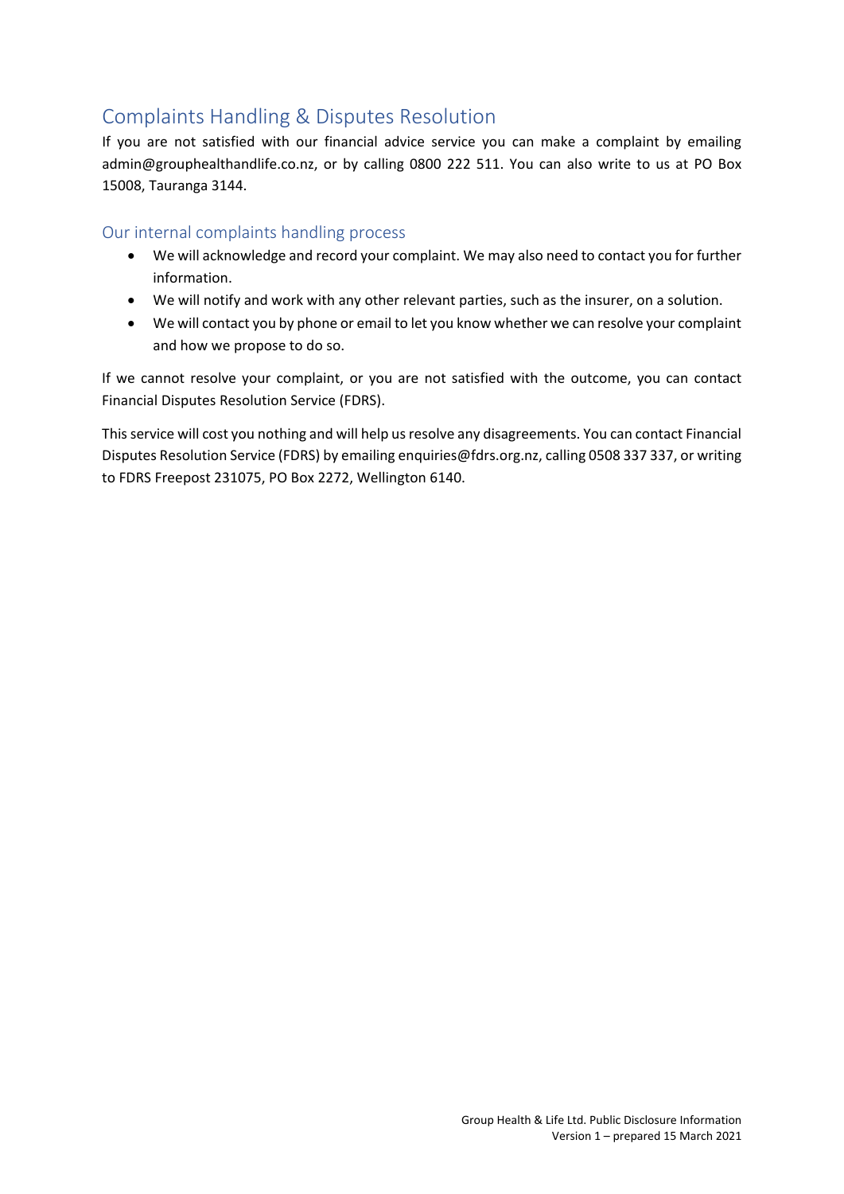## Complaints Handling & Disputes Resolution

If you are not satisfied with our financial advice service you can make a complaint by emailing admin@grouphealthandlife.co.nz, or by calling 0800 222 511. You can also write to us at PO Box 15008, Tauranga 3144.

### Our internal complaints handling process

- We will acknowledge and record your complaint. We may also need to contact you for further information.
- We will notify and work with any other relevant parties, such as the insurer, on a solution.
- We will contact you by phone or email to let you know whether we can resolve your complaint and how we propose to do so.

If we cannot resolve your complaint, or you are not satisfied with the outcome, you can contact Financial Disputes Resolution Service (FDRS).

This service will cost you nothing and will help us resolve any disagreements. You can contact Financial Disputes Resolution Service (FDRS) by emailing enquiries@fdrs.org.nz, calling 0508 337 337, or writing to FDRS Freepost 231075, PO Box 2272, Wellington 6140.